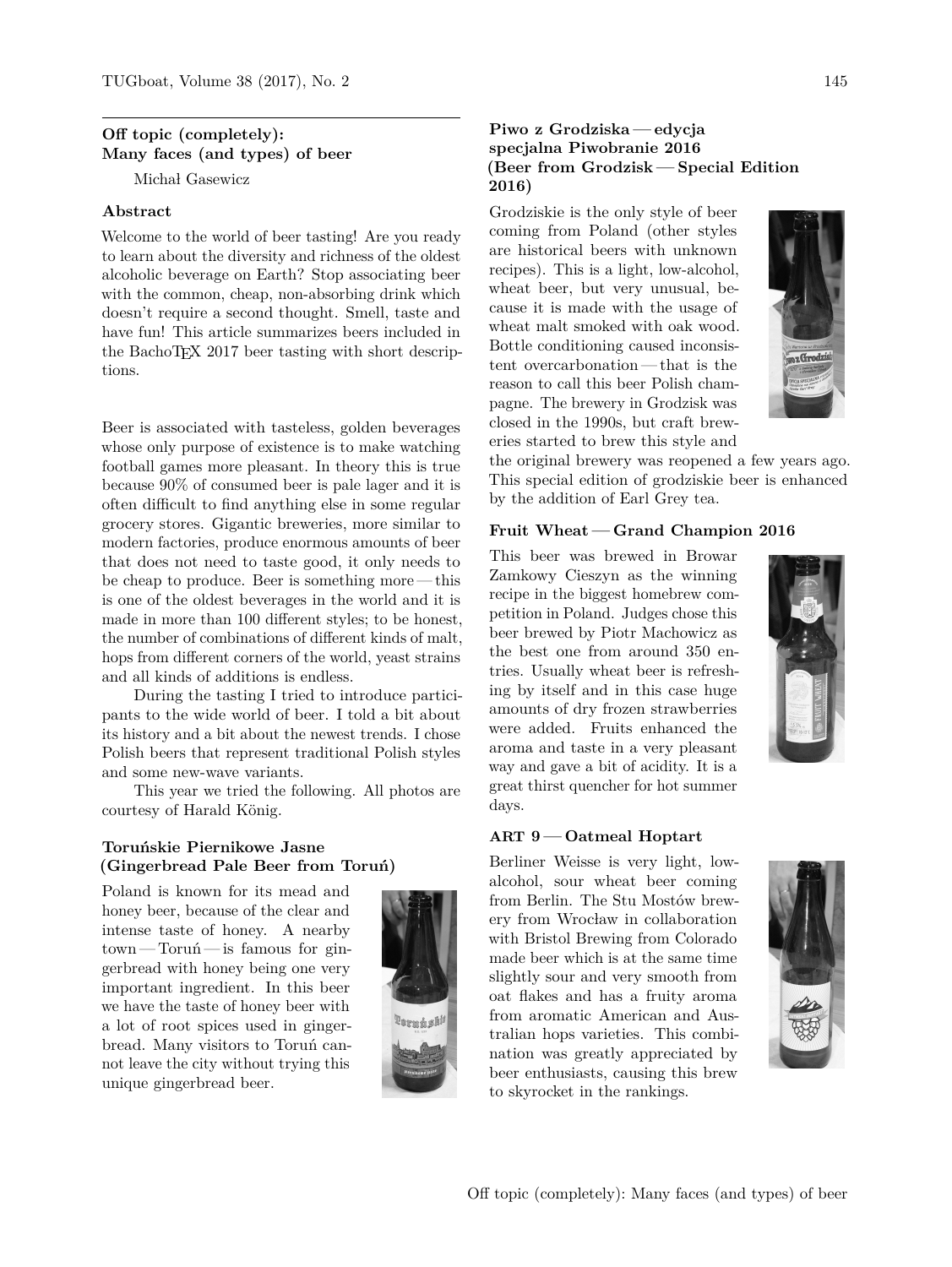## Off topic (completely): Many faces (and types) of beer

Michał Gasewicz

### Abstract

Welcome to the world of beer tasting! Are you ready to learn about the diversity and richness of the oldest alcoholic beverage on Earth? Stop associating beer with the common, cheap, non-absorbing drink which doesn't require a second thought. Smell, taste and have fun! This article summarizes beers included in the BachoTEX 2017 beer tasting with short descriptions.

Beer is associated with tasteless, golden beverages whose only purpose of existence is to make watching football games more pleasant. In theory this is true because 90% of consumed beer is pale lager and it is often difficult to find anything else in some regular grocery stores. Gigantic breweries, more similar to modern factories, produce enormous amounts of beer that does not need to taste good, it only needs to be cheap to produce. Beer is something more — this is one of the oldest beverages in the world and it is made in more than 100 different styles; to be honest, the number of combinations of different kinds of malt, hops from different corners of the world, yeast strains and all kinds of additions is endless.

During the tasting I tried to introduce participants to the wide world of beer. I told a bit about its history and a bit about the newest trends. I chose Polish beers that represent traditional Polish styles and some new-wave variants.

This year we tried the following. All photos are courtesy of Harald König.

### Toruńskie Piernikowe Jasne (Gingerbread Pale Beer from Toruń)

Poland is known for its mead and honey beer, because of the clear and intense taste of honey. A nearby town — Toruń — is famous for gingerbread with honey being one very important ingredient. In this beer we have the taste of honey beer with a lot of root spices used in gingerbread. Many visitors to Toruń cannot leave the city without trying this unique gingerbread beer.

### Piwo z Grodziska — edycja specjalna Piwobranie 2016 (Beer from Grodzisk — Special Edition 2016)

Grodziskie is the only style of beer coming from Poland (other styles are historical beers with unknown recipes). This is a light, low-alcohol, wheat beer, but very unusual, because it is made with the usage of wheat malt smoked with oak wood. Bottle conditioning caused inconsistent overcarbonation — that is the reason to call this beer Polish champagne. The brewery in Grodzisk was closed in the 1990s, but craft breweries started to brew this style and the original brewery was reopened a few years ago. This special edition of grodziskie beer is enhanced by the addition of Earl Grey tea.

### Fruit Wheat — Grand Champion 2016

This beer was brewed in Browar Zamkowy Cieszyn as the winning recipe in the biggest homebrew competition in Poland. Judges chose this beer brewed by Piotr Machowicz as the best one from around 350 entries. Usually wheat beer is refreshing by itself and in this case huge amounts of dry frozen strawberries were added. Fruits enhanced the aroma and taste in a very pleasant way and gave a bit of acidity. It is a great thirst quencher for hot summer days.

### ART 9 — Oatmeal Hoptart

Berliner Weisse is very light, low-alcohol, sour wheat beer coming from Berlin. The Stu Mostów brewery from Wrocław in collaboration with Bristol Brewing from Colorado made beer which is at the same time slightly sour and very smooth from oat flakes and has a fruity aroma from aromatic American and Australian hops varieties. This combination was greatly appreciated by beer enthusiasts, causing this brew to skyrocket in the rankings.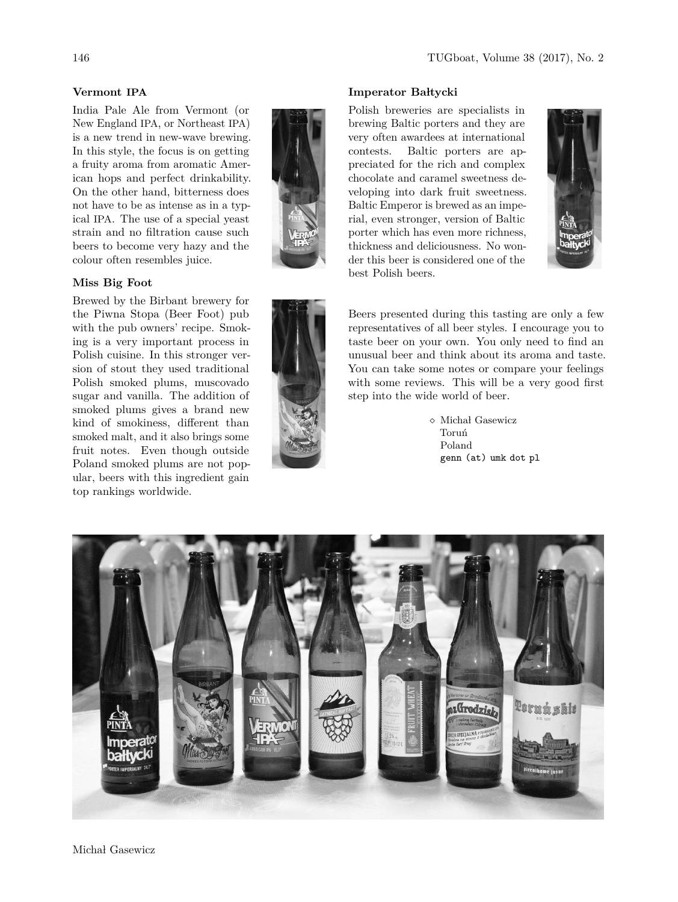### Vermont IPA

India Pale Ale from Vermont (or New England IPA, or Northeast IPA) is a new trend in new-wave brewing. In this style, the focus is on getting a fruity aroma from aromatic American hops and perfect drinkability. On the other hand, bitterness does not have to be as intense as in a typical IPA. The use of a special yeast strain and no filtration cause such beers to become very hazy and the colour often resembles juice.

### Miss Big Foot

Brewed by the Birbant brewery for the Piwna Stopa (Beer Foot) pub with the pub owners' recipe. Smoking is a very important process in Polish cuisine. In this stronger version of stout they used traditional Polish smoked plums, muscovado sugar and vanilla. The addition of smoked plums gives a brand new kind of smokiness, different than smoked malt, and it also brings some fruit notes. Even though outside Poland smoked plums are not popular, beers with this ingredient gain top rankings worldwide.

### Imperator Bałtycki

Polish breweries are specialists in brewing Baltic porters and they are very often awardees at international contests. Baltic porters are appreciated for the rich and complex chocolate and caramel sweetness developing into dark fruit sweetness. Baltic Emperor is brewed as an imperial, even stronger, version of Baltic porter which has even more richness, thickness and deliciousness. No wonder this beer is considered one of the best Polish beers.

Beers presented during this tasting are only a few representatives of all beer styles. I encourage you to taste beer on your own. You only need to find an unusual beer and think about its aroma and taste. You can take some notes or compare your feelings with some reviews. This will be a very good first step into the wide world of beer.

◇ Michał Gasewicz
Toruń
Poland
`genn (at) umk dot pl`